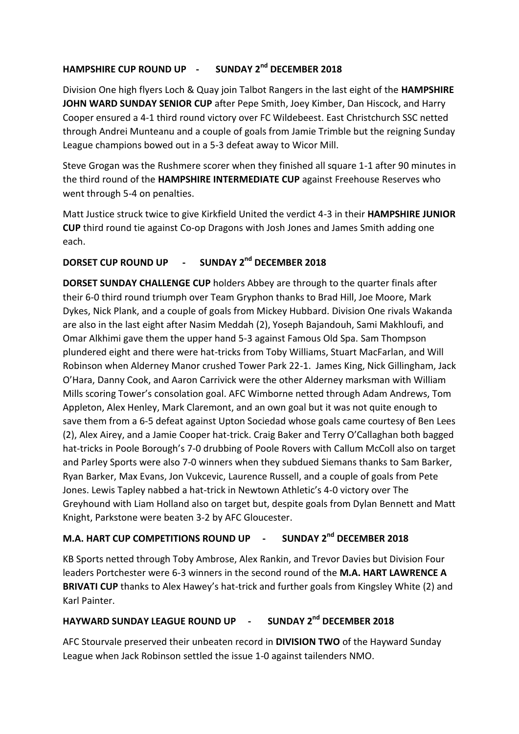## HAMPSHIRE CUP ROUND UP - SUNDAY 2nd DECEMBER 2018

Division One high flyers Loch & Quay join Talbot Rangers in the last eight of the **HAMPSHIRE JOHN WARD SUNDAY SENIOR CUP** after Pepe Smith, Joey Kimber, Dan Hiscock, and Harry Cooper ensured a 4-1 third round victory over FC Wildebeest. East Christchurch SSC netted through Andrei Munteanu and a couple of goals from Jamie Trimble but the reigning Sunday League champions bowed out in a 5-3 defeat away to Wicor Mill.

Steve Grogan was the Rushmere scorer when they finished all square 1-1 after 90 minutes in the third round of the **HAMPSHIRE INTERMEDIATE CUP** against Freehouse Reserves who went through 5-4 on penalties.

Matt Justice struck twice to give Kirkfield United the verdict 4-3 in their **HAMPSHIRE JUNIOR CUP** third round tie against Co-op Dragons with Josh Jones and James Smith adding one each.

## DORSET CUP ROUND UP - SUNDAY 2nd DECEMBER 2018

**DORSET SUNDAY CHALLENGE CUP** holders Abbey are through to the quarter finals after their 6-0 third round triumph over Team Gryphon thanks to Brad Hill, Joe Moore, Mark Dykes, Nick Plank, and a couple of goals from Mickey Hubbard. Division One rivals Wakanda are also in the last eight after Nasim Meddah (2), Yoseph Bajandouh, Sami Makhloufi, and Omar Alkhimi gave them the upper hand 5-3 against Famous Old Spa. Sam Thompson plundered eight and there were hat-tricks from Toby Williams, Stuart MacFarlan, and Will Robinson when Alderney Manor crushed Tower Park 22-1. James King, Nick Gillingham, Jack O'Hara, Danny Cook, and Aaron Carrivick were the other Alderney marksman with William Mills scoring Tower's consolation goal. AFC Wimborne netted through Adam Andrews, Tom Appleton, Alex Henley, Mark Claremont, and an own goal but it was not quite enough to save them from a 6-5 defeat against Upton Sociedad whose goals came courtesy of Ben Lees (2), Alex Airey, and a Jamie Cooper hat-trick. Craig Baker and Terry O'Callaghan both bagged hat-tricks in Poole Borough's 7-0 drubbing of Poole Rovers with Callum McColl also on target and Parley Sports were also 7-0 winners when they subdued Siemans thanks to Sam Barker, Ryan Barker, Max Evans, Jon Vukcevic, Laurence Russell, and a couple of goals from Pete Jones. Lewis Tapley nabbed a hat-trick in Newtown Athletic's 4-0 victory over The Greyhound with Liam Holland also on target but, despite goals from Dylan Bennett and Matt Knight, Parkstone were beaten 3-2 by AFC Gloucester.

## M.A. HART CUP COMPETITIONS ROUND UP - SUNDAY 2nd DECEMBER 2018

KB Sports netted through Toby Ambrose, Alex Rankin, and Trevor Davies but Division Four leaders Portchester were 6-3 winners in the second round of the **M.A. HART LAWRENCE A BRIVATI CUP** thanks to Alex Hawey's hat-trick and further goals from Kingsley White (2) and Karl Painter.

## HAYWARD SUNDAY LEAGUE ROUND UP - SUNDAY 2nd DECEMBER 2018

AFC Stourvale preserved their unbeaten record in **DIVISION TWO** of the Hayward Sunday League when Jack Robinson settled the issue 1-0 against tailenders NMO.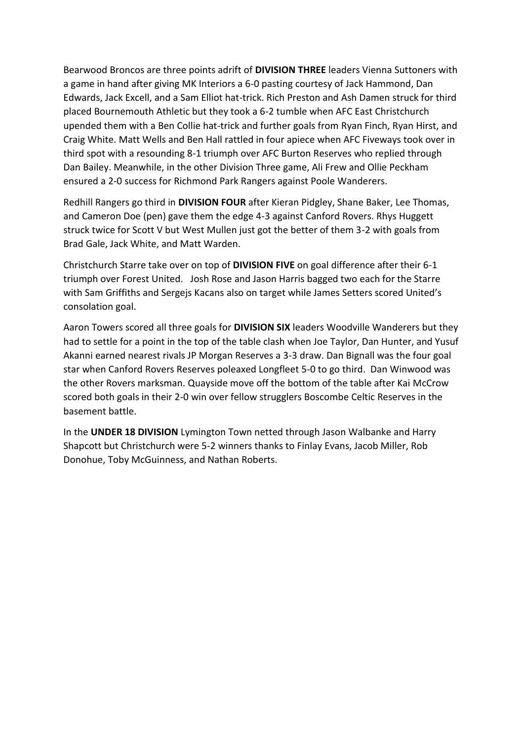Bearwood Broncos are three points adrift of **DIVISION THREE** leaders Vienna Suttoners with a game in hand after giving MK Interiors a 6-0 pasting courtesy of Jack Hammond, Dan Edwards, Jack Excell, and a Sam Elliot hat-trick. Rich Preston and Ash Damen struck for third placed Bournemouth Athletic but they took a 6-2 tumble when AFC East Christchurch upended them with a Ben Collie hat-trick and further goals from Ryan Finch, Ryan Hirst, and Craig White. Matt Wells and Ben Hall rattled in four apiece when AFC Fiveways took over in third spot with a resounding 8-1 triumph over AFC Burton Reserves who replied through Dan Bailey. Meanwhile, in the other Division Three game, Ali Frew and Ollie Peckham ensured a 2-0 success for Richmond Park Rangers against Poole Wanderers.

Redhill Rangers go third in **DIVISION FOUR** after Kieran Pidgley, Shane Baker, Lee Thomas, and Cameron Doe (pen) gave them the edge 4-3 against Canford Rovers. Rhys Huggett struck twice for Scott V but West Mullen just got the better of them 3-2 with goals from Brad Gale, Jack White, and Matt Warden.

Christchurch Starre take over on top of **DIVISION FIVE** on goal difference after their 6-1 triumph over Forest United. Josh Rose and Jason Harris bagged two each for the Starre with Sam Griffiths and Sergejs Kacans also on target while James Setters scored United's consolation goal.

Aaron Towers scored all three goals for **DIVISION SIX** leaders Woodville Wanderers but they had to settle for a point in the top of the table clash when Joe Taylor, Dan Hunter, and Yusuf Akanni earned nearest rivals JP Morgan Reserves a 3-3 draw. Dan Bignall was the four goal star when Canford Rovers Reserves poleaxed Longfleet 5-0 to go third. Dan Winwood was the other Rovers marksman. Quayside move off the bottom of the table after Kai McCrow scored both goals in their 2-0 win over fellow strugglers Boscombe Celtic Reserves in the basement battle.

In the **UNDER 18 DIVISION** Lymington Town netted through Jason Walbanke and Harry Shapcott but Christchurch were 5-2 winners thanks to Finlay Evans, Jacob Miller, Rob Donohue, Toby McGuinness, and Nathan Roberts.